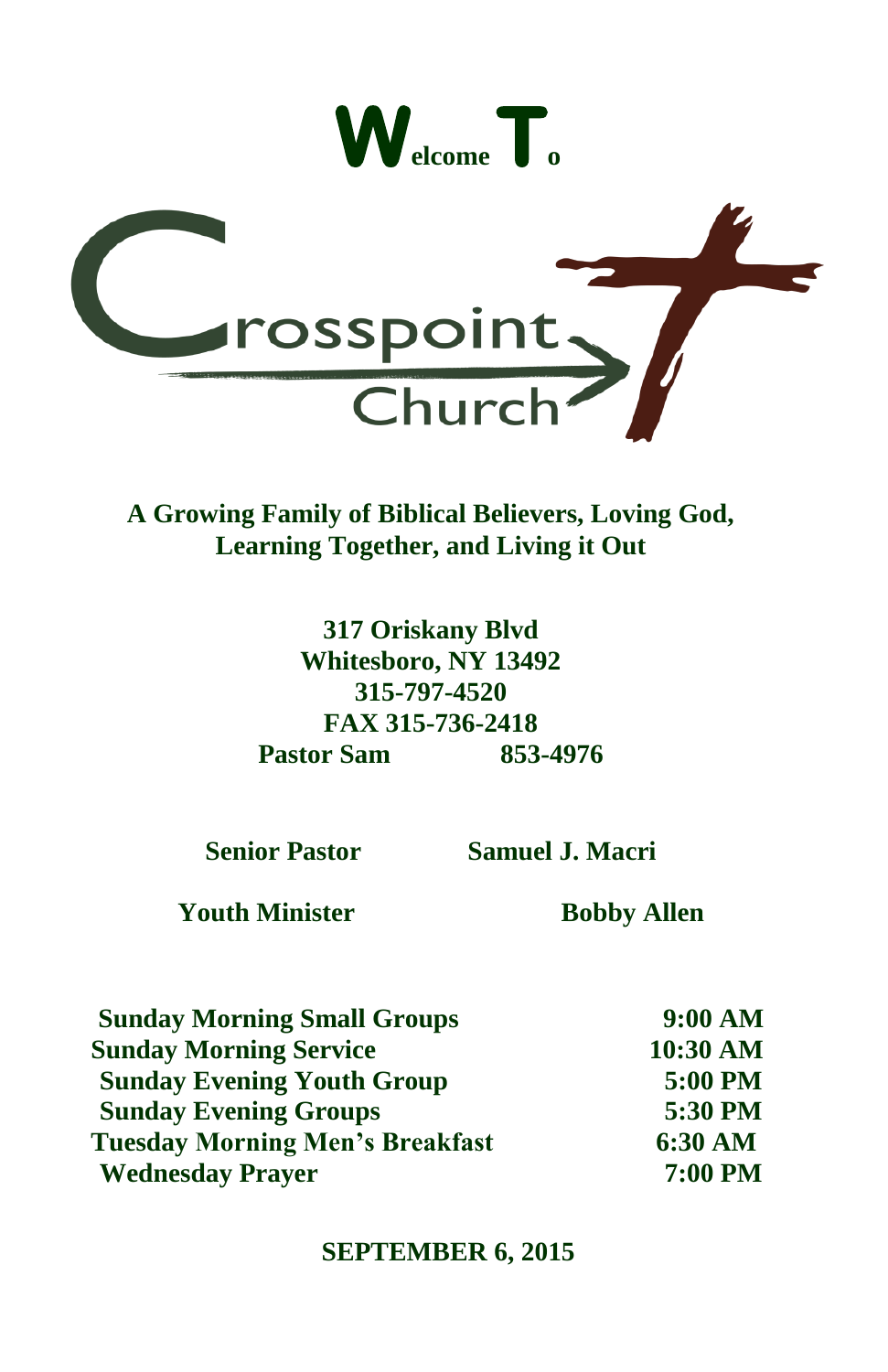# Welcome To

# Crosspoint Church

**A Growing Family of Biblical Believers, Loving God, Learning Together, and Living it Out**

**317 Oriskany Blvd**
**Whitesboro, NY 13492**
**315-797-4520**
**FAX 315-736-2418**
**Pastor Sam 853-4976**

| | |
|---|---|
| **Senior Pastor** | **Samuel J. Macri** |
| **Youth Minister** | **Bobby Allen** |

| | |
|---|---|
| **Sunday Morning Small Groups** | **9:00 AM** |
| **Sunday Morning Service** | **10:30 AM** |
| **Sunday Evening Youth Group** | **5:00 PM** |
| **Sunday Evening Groups** | **5:30 PM** |
| **Tuesday Morning Men's Breakfast** | **6:30 AM** |
| **Wednesday Prayer** | **7:00 PM** |

**SEPTEMBER 6, 2015**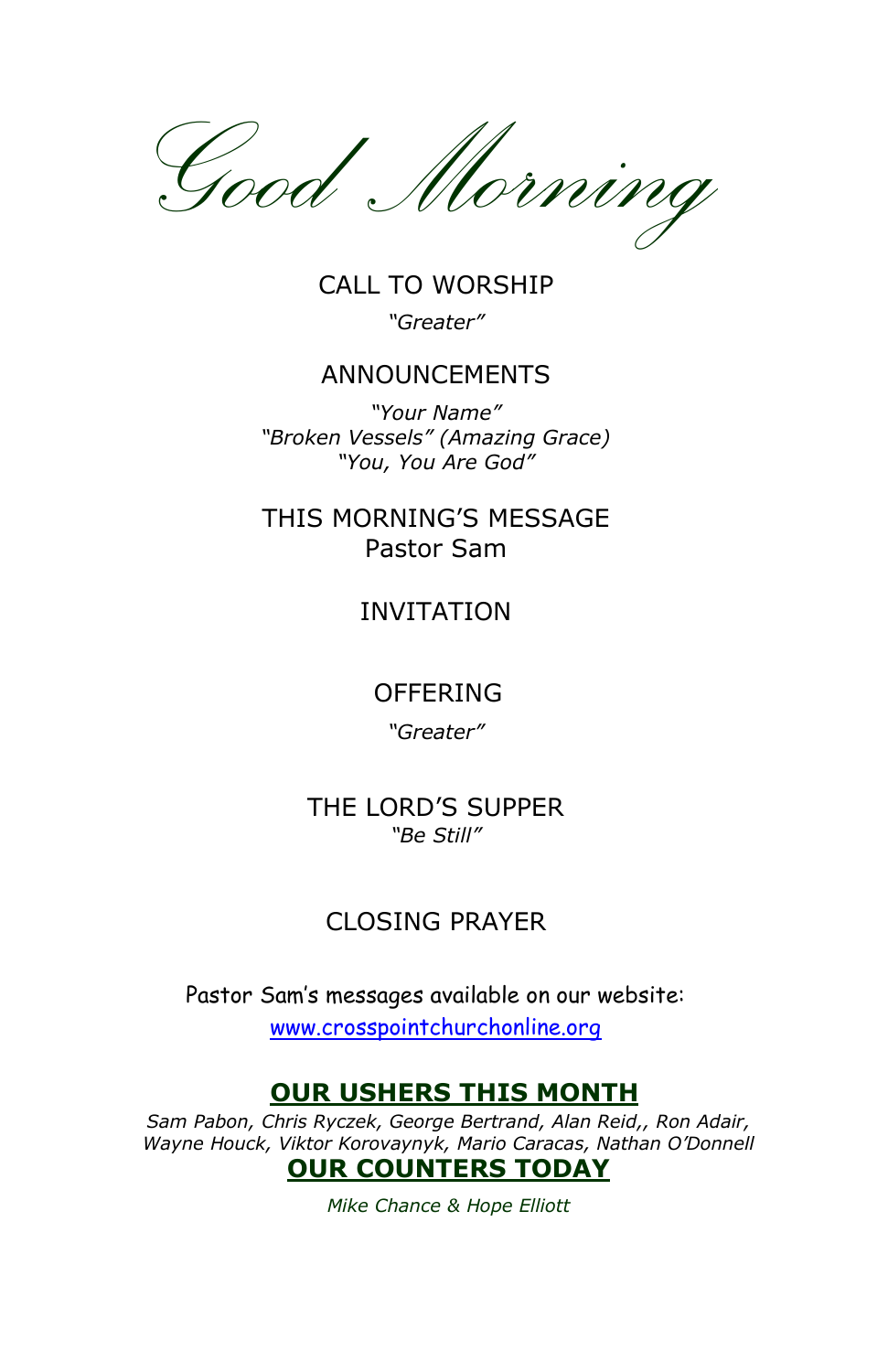# *Good Morning*

CALL TO WORSHIP

*"Greater"*

ANNOUNCEMENTS

*"Your Name"*
*"Broken Vessels" (Amazing Grace)*
*"You, You Are God"*

THIS MORNING'S MESSAGE
Pastor Sam

INVITATION

OFFERING

*"Greater"*

THE LORD'S SUPPER
*"Be Still"*

CLOSING PRAYER

Pastor Sam's messages available on our website:
[www.crosspointchurchonline.org](www.crosspointchurchonline.org)

## OUR USHERS THIS MONTH

*Sam Pabon, Chris Ryczek, George Bertrand, Alan Reid,, Ron Adair, Wayne Houck, Viktor Korovaynyk, Mario Caracas, Nathan O'Donnell*

## OUR COUNTERS TODAY

*Mike Chance & Hope Elliott*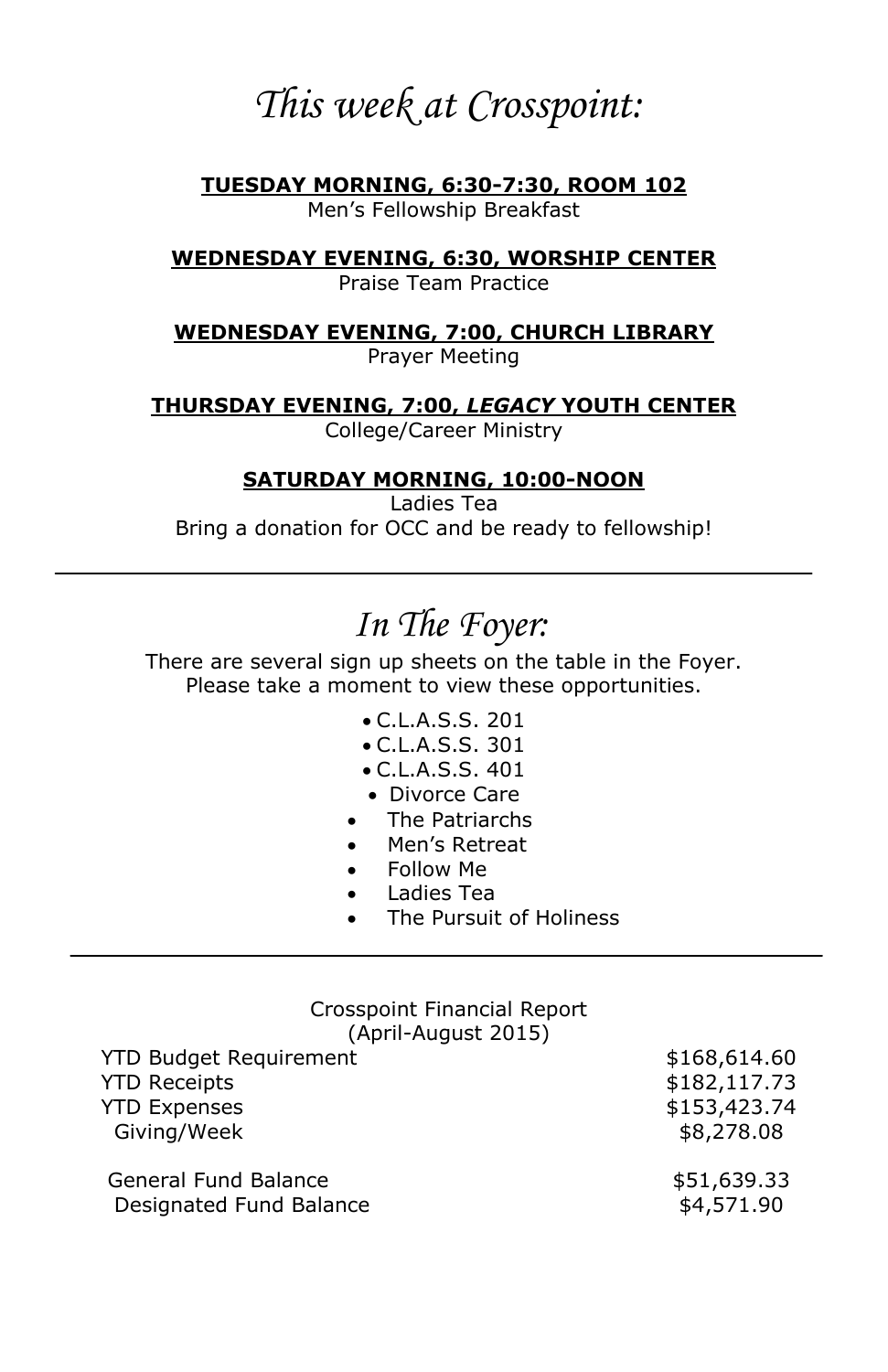# *This week at Crosspoint:*

**TUESDAY MORNING, 6:30-7:30, ROOM 102**
Men's Fellowship Breakfast

**WEDNESDAY EVENING, 6:30, WORSHIP CENTER**
Praise Team Practice

**WEDNESDAY EVENING, 7:00, CHURCH LIBRARY**
Prayer Meeting

**THURSDAY EVENING, 7:00, *LEGACY* YOUTH CENTER**
College/Career Ministry

**SATURDAY MORNING, 10:00-NOON**
Ladies Tea
Bring a donation for OCC and be ready to fellowship!

---

# *In The Foyer:*

There are several sign up sheets on the table in the Foyer. Please take a moment to view these opportunities.

- C.L.A.S.S. 201
- C.L.A.S.S. 301
- C.L.A.S.S. 401
- Divorce Care
- The Patriarchs
- Men's Retreat
- Follow Me
- Ladies Tea
- The Pursuit of Holiness

---

Crosspoint Financial Report
(April-August 2015)

| | |
|---|---|
| YTD Budget Requirement | $168,614.60 |
| YTD Receipts | $182,117.73 |
| YTD Expenses | $153,423.74 |
| Giving/Week | $8,278.08 |
| General Fund Balance | $51,639.33 |
| Designated Fund Balance | $4,571.90 |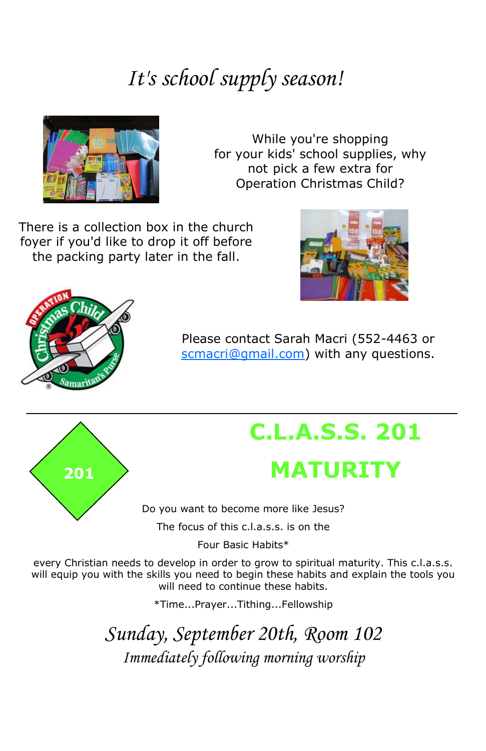# *It's school supply season!*

While you're shopping for your kids' school supplies, why not pick a few extra for Operation Christmas Child?

There is a collection box in the church foyer if you'd like to drop it off before the packing party later in the fall.

Please contact Sarah Macri (552-4463 or scmacri@gmail.com) with any questions.

---

201

# C.L.A.S.S. 201

# MATURITY

Do you want to become more like Jesus?

The focus of this c.l.a.s.s. is on the

Four Basic Habits*

every Christian needs to develop in order to grow to spiritual maturity. This c.l.a.s.s. will equip you with the skills you need to begin these habits and explain the tools you will need to continue these habits.

*Time...Prayer...Tithing...Fellowship

*Sunday, September 20th, Room 102*

*Immediately following morning worship*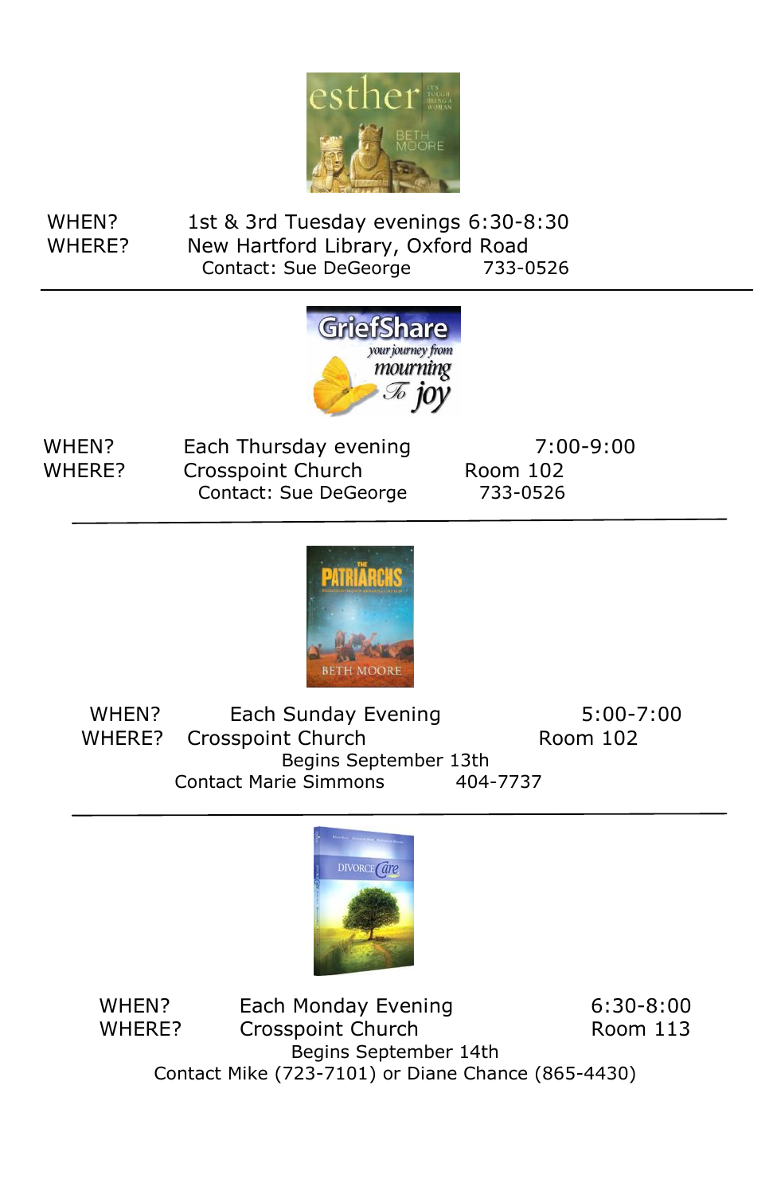esther — It's Tough Being a Woman — Beth Moore

WHEN? 1st & 3rd Tuesday evenings 6:30-8:30
WHERE? New Hartford Library, Oxford Road
Contact: Sue DeGeorge 733-0526

---

GriefShare — your journey from mourning to joy

WHEN? Each Thursday evening 7:00-9:00
WHERE? Crosspoint Church Room 102
Contact: Sue DeGeorge 733-0526

---

The Patriarchs — Beth Moore

WHEN? Each Sunday Evening 5:00-7:00
WHERE? Crosspoint Church Room 102
Begins September 13th
Contact Marie Simmons 404-7737

---

DivorceCare

WHEN? Each Monday Evening 6:30-8:00
WHERE? Crosspoint Church Room 113
Begins September 14th
Contact Mike (723-7101) or Diane Chance (865-4430)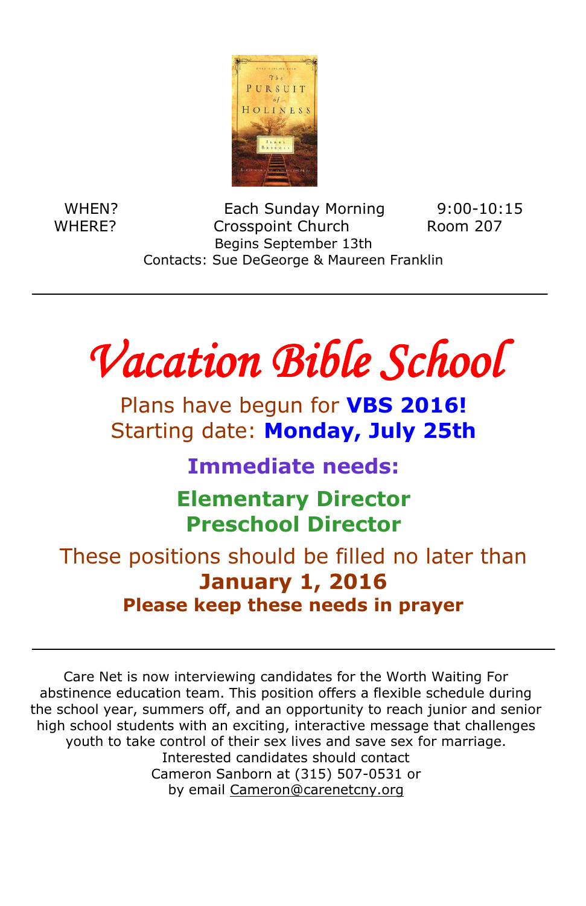WHEN? Each Sunday Morning 9:00-10:15
WHERE? Crosspoint Church Room 207
Begins September 13th
Contacts: Sue DeGeorge & Maureen Franklin

---

# *Vacation Bible School*

Plans have begun for **VBS 2016!**
Starting date: **Monday, July 25th**

**Immediate needs:**

**Elementary Director**
**Preschool Director**

These positions should be filled no later than
**January 1, 2016**
**Please keep these needs in prayer**

---

Care Net is now interviewing candidates for the Worth Waiting For abstinence education team. This position offers a flexible schedule during the school year, summers off, and an opportunity to reach junior and senior high school students with an exciting, interactive message that challenges youth to take control of their sex lives and save sex for marriage.
Interested candidates should contact
Cameron Sanborn at (315) 507-0531 or
by email Cameron@carenetcny.org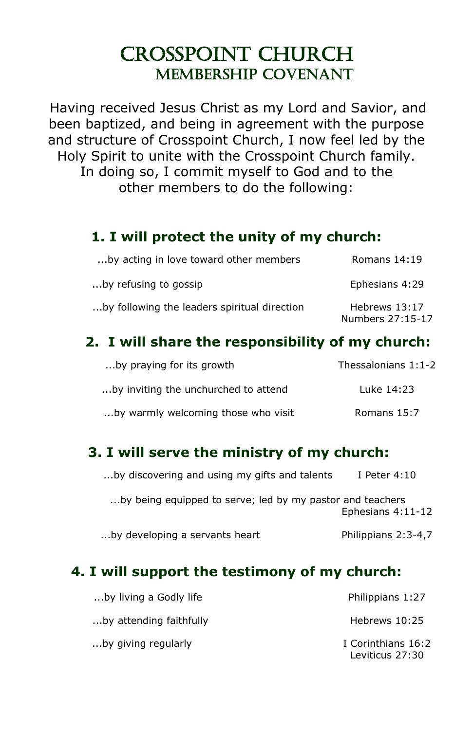# Crosspoint Church
## Membership Covenant

Having received Jesus Christ as my Lord and Savior, and been baptized, and being in agreement with the purpose and structure of Crosspoint Church, I now feel led by the Holy Spirit to unite with the Crosspoint Church family. In doing so, I commit myself to God and to the other members to do the following:

### 1. I will protect the unity of my church:

| | |
|---|---|
| ...by acting in love toward other members | Romans 14:19 |
| ...by refusing to gossip | Ephesians 4:29 |
| ...by following the leaders spiritual direction | Hebrews 13:17<br>Numbers 27:15-17 |

### 2. I will share the responsibility of my church:

| | |
|---|---|
| ...by praying for its growth | Thessalonians 1:1-2 |
| ...by inviting the unchurched to attend | Luke 14:23 |
| ...by warmly welcoming those who visit | Romans 15:7 |

### 3. I will serve the ministry of my church:

| | |
|---|---|
| ...by discovering and using my gifts and talents | I Peter 4:10 |
| ...by being equipped to serve; led by my pastor and teachers | Ephesians 4:11-12 |
| ...by developing a servants heart | Philippians 2:3-4,7 |

### 4. I will support the testimony of my church:

| | |
|---|---|
| ...by living a Godly life | Philippians 1:27 |
| ...by attending faithfully | Hebrews 10:25 |
| ...by giving regularly | I Corinthians 16:2<br>Leviticus 27:30 |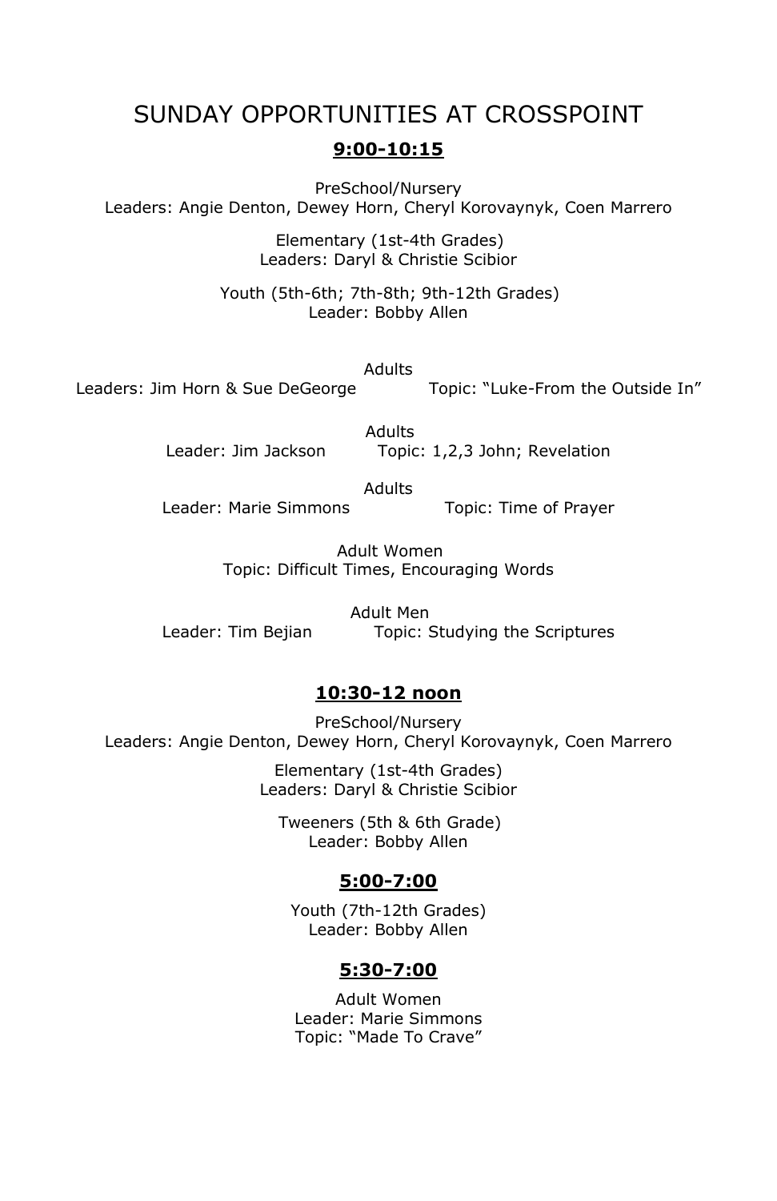# SUNDAY OPPORTUNITIES AT CROSSPOINT

## 9:00-10:15

PreSchool/Nursery
Leaders: Angie Denton, Dewey Horn, Cheryl Korovaynyk, Coen Marrero

Elementary (1st-4th Grades)
Leaders: Daryl & Christie Scibior

Youth (5th-6th; 7th-8th; 9th-12th Grades)
Leader: Bobby Allen

Adults
Leaders: Jim Horn & Sue DeGeorge Topic: "Luke-From the Outside In"

Adults
Leader: Jim Jackson Topic: 1,2,3 John; Revelation

Adults
Leader: Marie Simmons Topic: Time of Prayer

Adult Women
Topic: Difficult Times, Encouraging Words

Adult Men
Leader: Tim Bejian Topic: Studying the Scriptures

## 10:30-12 noon

PreSchool/Nursery
Leaders: Angie Denton, Dewey Horn, Cheryl Korovaynyk, Coen Marrero

Elementary (1st-4th Grades)
Leaders: Daryl & Christie Scibior

Tweeners (5th & 6th Grade)
Leader: Bobby Allen

## 5:00-7:00

Youth (7th-12th Grades)
Leader: Bobby Allen

## 5:30-7:00

Adult Women
Leader: Marie Simmons
Topic: "Made To Crave"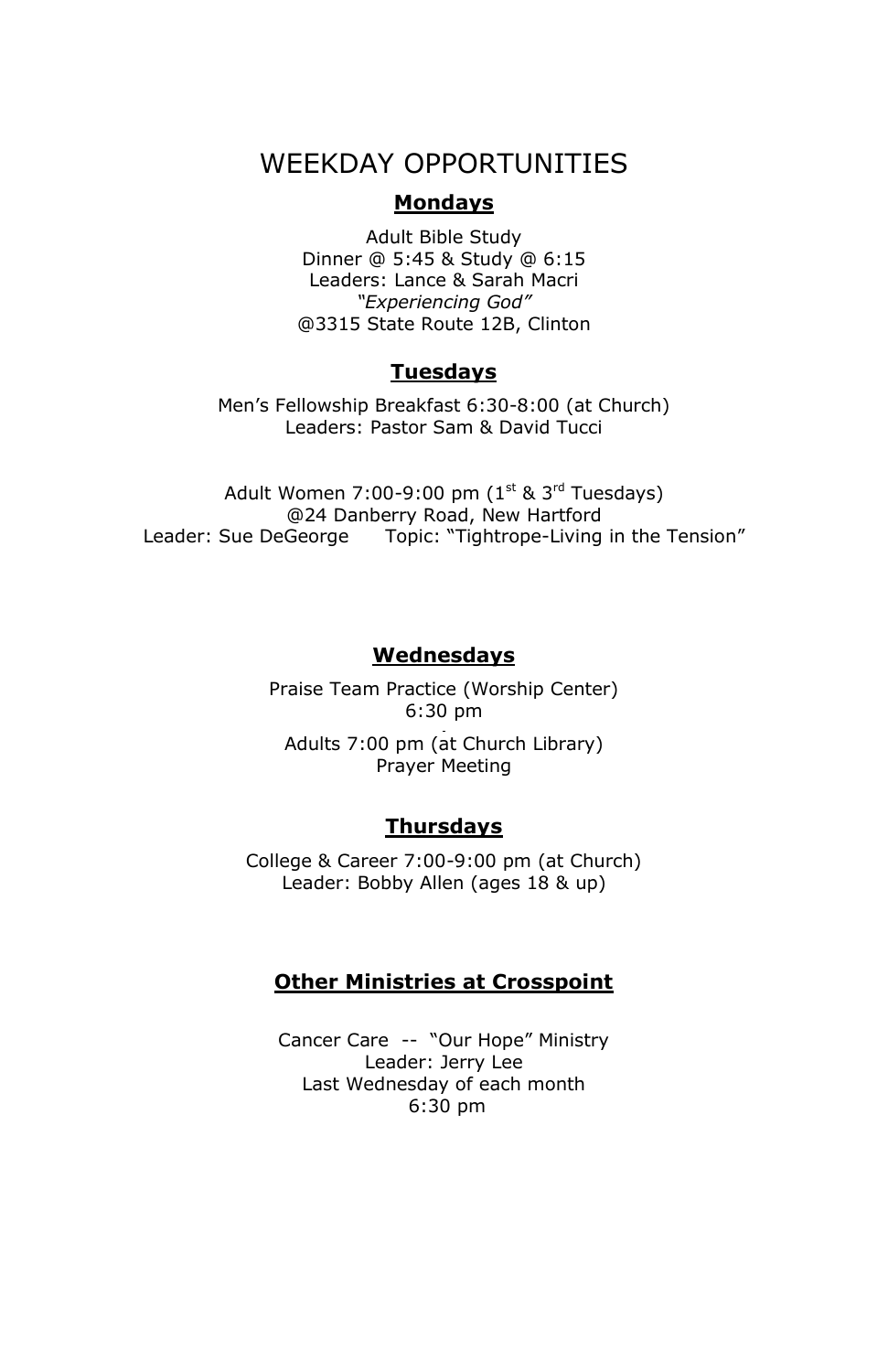# WEEKDAY OPPORTUNITIES

## Mondays

Adult Bible Study
Dinner @ 5:45 & Study @ 6:15
Leaders: Lance & Sarah Macri
*"Experiencing God"*
@3315 State Route 12B, Clinton

## Tuesdays

Men's Fellowship Breakfast 6:30-8:00 (at Church)
Leaders: Pastor Sam & David Tucci

Adult Women 7:00-9:00 pm (1st & 3rd Tuesdays)
@24 Danberry Road, New Hartford
Leader: Sue DeGeorge Topic: "Tightrope-Living in the Tension"

## Wednesdays

Praise Team Practice (Worship Center)
6:30 pm

Adults 7:00 pm (at Church Library)
Prayer Meeting

## Thursdays

College & Career 7:00-9:00 pm (at Church)
Leader: Bobby Allen (ages 18 & up)

## Other Ministries at Crosspoint

Cancer Care -- "Our Hope" Ministry
Leader: Jerry Lee
Last Wednesday of each month
6:30 pm